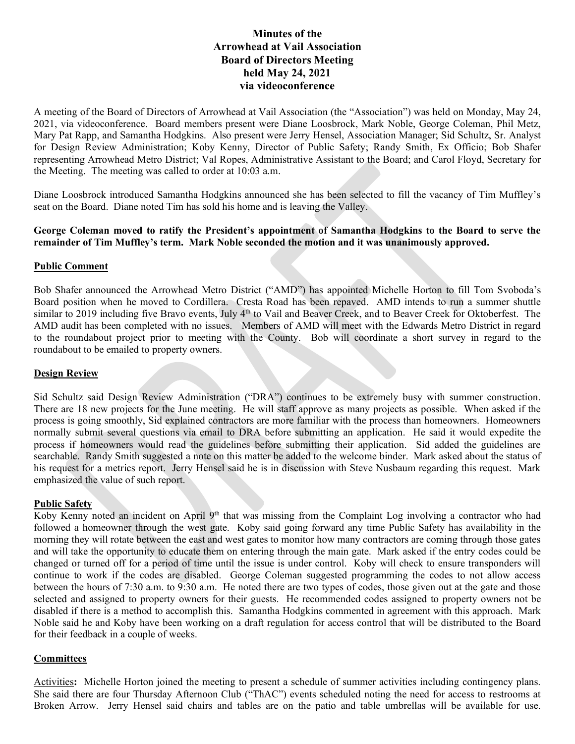# Minutes of the Arrowhead at Vail Association Board of Directors Meeting held May 24, 2021 via videoconference

A meeting of the Board of Directors of Arrowhead at Vail Association (the "Association") was held on Monday, May 24, 2021, via videoconference. Board members present were Diane Loosbrock, Mark Noble, George Coleman, Phil Metz, Mary Pat Rapp, and Samantha Hodgkins. Also present were Jerry Hensel, Association Manager; Sid Schultz, Sr. Analyst for Design Review Administration; Koby Kenny, Director of Public Safety; Randy Smith, Ex Officio; Bob Shafer representing Arrowhead Metro District; Val Ropes, Administrative Assistant to the Board; and Carol Floyd, Secretary for the Meeting. The meeting was called to order at 10:03 a.m.

Diane Loosbrock introduced Samantha Hodgkins announced she has been selected to fill the vacancy of Tim Muffley's seat on the Board. Diane noted Tim has sold his home and is leaving the Valley.

**George Coleman moved to ratify the President's appointment of Samantha Hodgkins to the Board to serve the remainder of Tim Muffley's term. Mark Noble seconded the motion and it was unanimously approved.**

## Public Comment

Bob Shafer announced the Arrowhead Metro District ("AMD") has appointed Michelle Horton to fill Tom Svoboda's Board position when he moved to Cordillera. Cresta Road has been repaved. AMD intends to run a summer shuttle similar to 2019 including five Bravo events, July 4th to Vail and Beaver Creek, and to Beaver Creek for Oktoberfest. The AMD audit has been completed with no issues. Members of AMD will meet with the Edwards Metro District in regard to the roundabout project prior to meeting with the County. Bob will coordinate a short survey in regard to the roundabout to be emailed to property owners.

## Design Review

Sid Schultz said Design Review Administration ("DRA") continues to be extremely busy with summer construction. There are 18 new projects for the June meeting. He will staff approve as many projects as possible. When asked if the process is going smoothly, Sid explained contractors are more familiar with the process than homeowners. Homeowners normally submit several questions via email to DRA before submitting an application. He said it would expedite the process if homeowners would read the guidelines before submitting their application. Sid added the guidelines are searchable. Randy Smith suggested a note on this matter be added to the welcome binder. Mark asked about the status of his request for a metrics report. Jerry Hensel said he is in discussion with Steve Nusbaum regarding this request. Mark emphasized the value of such report.

## Public Safety

Koby Kenny noted an incident on April 9th that was missing from the Complaint Log involving a contractor who had followed a homeowner through the west gate. Koby said going forward any time Public Safety has availability in the morning they will rotate between the east and west gates to monitor how many contractors are coming through those gates and will take the opportunity to educate them on entering through the main gate. Mark asked if the entry codes could be changed or turned off for a period of time until the issue is under control. Koby will check to ensure transponders will continue to work if the codes are disabled. George Coleman suggested programming the codes to not allow access between the hours of 7:30 a.m. to 9:30 a.m. He noted there are two types of codes, those given out at the gate and those selected and assigned to property owners for their guests. He recommended codes assigned to property owners not be disabled if there is a method to accomplish this. Samantha Hodgkins commented in agreement with this approach. Mark Noble said he and Koby have been working on a draft regulation for access control that will be distributed to the Board for their feedback in a couple of weeks.

## Committees

Activities**:** Michelle Horton joined the meeting to present a schedule of summer activities including contingency plans. She said there are four Thursday Afternoon Club ("ThAC") events scheduled noting the need for access to restrooms at Broken Arrow. Jerry Hensel said chairs and tables are on the patio and table umbrellas will be available for use.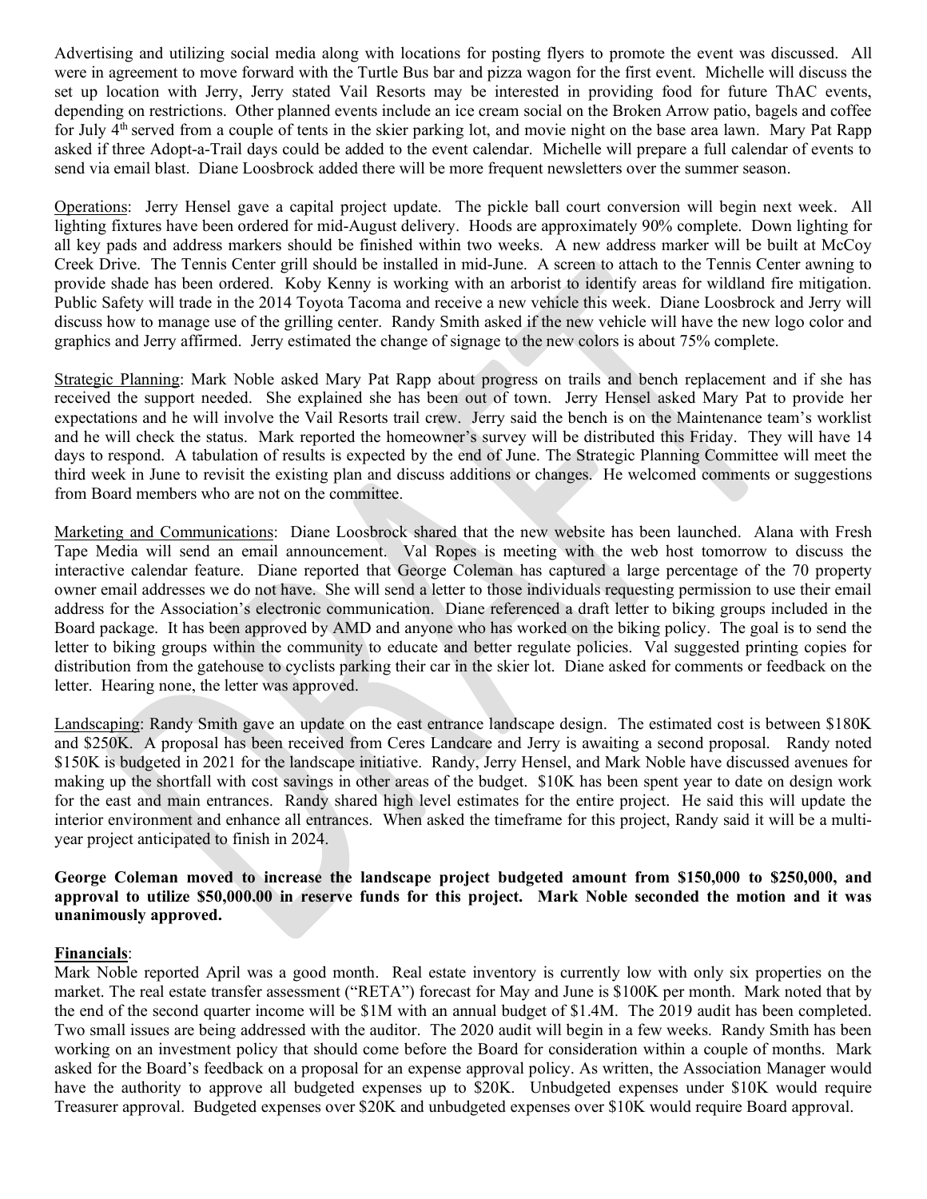Advertising and utilizing social media along with locations for posting flyers to promote the event was discussed. All were in agreement to move forward with the Turtle Bus bar and pizza wagon for the first event. Michelle will discuss the set up location with Jerry, Jerry stated Vail Resorts may be interested in providing food for future ThAC events, depending on restrictions. Other planned events include an ice cream social on the Broken Arrow patio, bagels and coffee for July 4th served from a couple of tents in the skier parking lot, and movie night on the base area lawn. Mary Pat Rapp asked if three Adopt-a-Trail days could be added to the event calendar. Michelle will prepare a full calendar of events to send via email blast. Diane Loosbrock added there will be more frequent newsletters over the summer season.

Operations: Jerry Hensel gave a capital project update. The pickle ball court conversion will begin next week. All lighting fixtures have been ordered for mid-August delivery. Hoods are approximately 90% complete. Down lighting for all key pads and address markers should be finished within two weeks. A new address marker will be built at McCoy Creek Drive. The Tennis Center grill should be installed in mid-June. A screen to attach to the Tennis Center awning to provide shade has been ordered. Koby Kenny is working with an arborist to identify areas for wildland fire mitigation. Public Safety will trade in the 2014 Toyota Tacoma and receive a new vehicle this week. Diane Loosbrock and Jerry will discuss how to manage use of the grilling center. Randy Smith asked if the new vehicle will have the new logo color and graphics and Jerry affirmed. Jerry estimated the change of signage to the new colors is about 75% complete.

Strategic Planning: Mark Noble asked Mary Pat Rapp about progress on trails and bench replacement and if she has received the support needed. She explained she has been out of town. Jerry Hensel asked Mary Pat to provide her expectations and he will involve the Vail Resorts trail crew. Jerry said the bench is on the Maintenance team's worklist and he will check the status. Mark reported the homeowner's survey will be distributed this Friday. They will have 14 days to respond. A tabulation of results is expected by the end of June. The Strategic Planning Committee will meet the third week in June to revisit the existing plan and discuss additions or changes. He welcomed comments or suggestions from Board members who are not on the committee.

Marketing and Communications: Diane Loosbrock shared that the new website has been launched. Alana with Fresh Tape Media will send an email announcement. Val Ropes is meeting with the web host tomorrow to discuss the interactive calendar feature. Diane reported that George Coleman has captured a large percentage of the 70 property owner email addresses we do not have. She will send a letter to those individuals requesting permission to use their email address for the Association's electronic communication. Diane referenced a draft letter to biking groups included in the Board package. It has been approved by AMD and anyone who has worked on the biking policy. The goal is to send the letter to biking groups within the community to educate and better regulate policies. Val suggested printing copies for distribution from the gatehouse to cyclists parking their car in the skier lot. Diane asked for comments or feedback on the letter. Hearing none, the letter was approved.

Landscaping: Randy Smith gave an update on the east entrance landscape design. The estimated cost is between $180K and $250K. A proposal has been received from Ceres Landcare and Jerry is awaiting a second proposal. Randy noted $150K is budgeted in 2021 for the landscape initiative. Randy, Jerry Hensel, and Mark Noble have discussed avenues for making up the shortfall with cost savings in other areas of the budget. $10K has been spent year to date on design work for the east and main entrances. Randy shared high level estimates for the entire project. He said this will update the interior environment and enhance all entrances. When asked the timeframe for this project, Randy said it will be a multi-year project anticipated to finish in 2024.

**George Coleman moved to increase the landscape project budgeted amount from $150,000 to $250,000, and approval to utilize $50,000.00 in reserve funds for this project. Mark Noble seconded the motion and it was unanimously approved.**

**Financials**:
Mark Noble reported April was a good month. Real estate inventory is currently low with only six properties on the market. The real estate transfer assessment ("RETA") forecast for May and June is $100K per month. Mark noted that by the end of the second quarter income will be $1M with an annual budget of $1.4M. The 2019 audit has been completed. Two small issues are being addressed with the auditor. The 2020 audit will begin in a few weeks. Randy Smith has been working on an investment policy that should come before the Board for consideration within a couple of months. Mark asked for the Board's feedback on a proposal for an expense approval policy. As written, the Association Manager would have the authority to approve all budgeted expenses up to $20K. Unbudgeted expenses under $10K would require Treasurer approval. Budgeted expenses over $20K and unbudgeted expenses over $10K would require Board approval.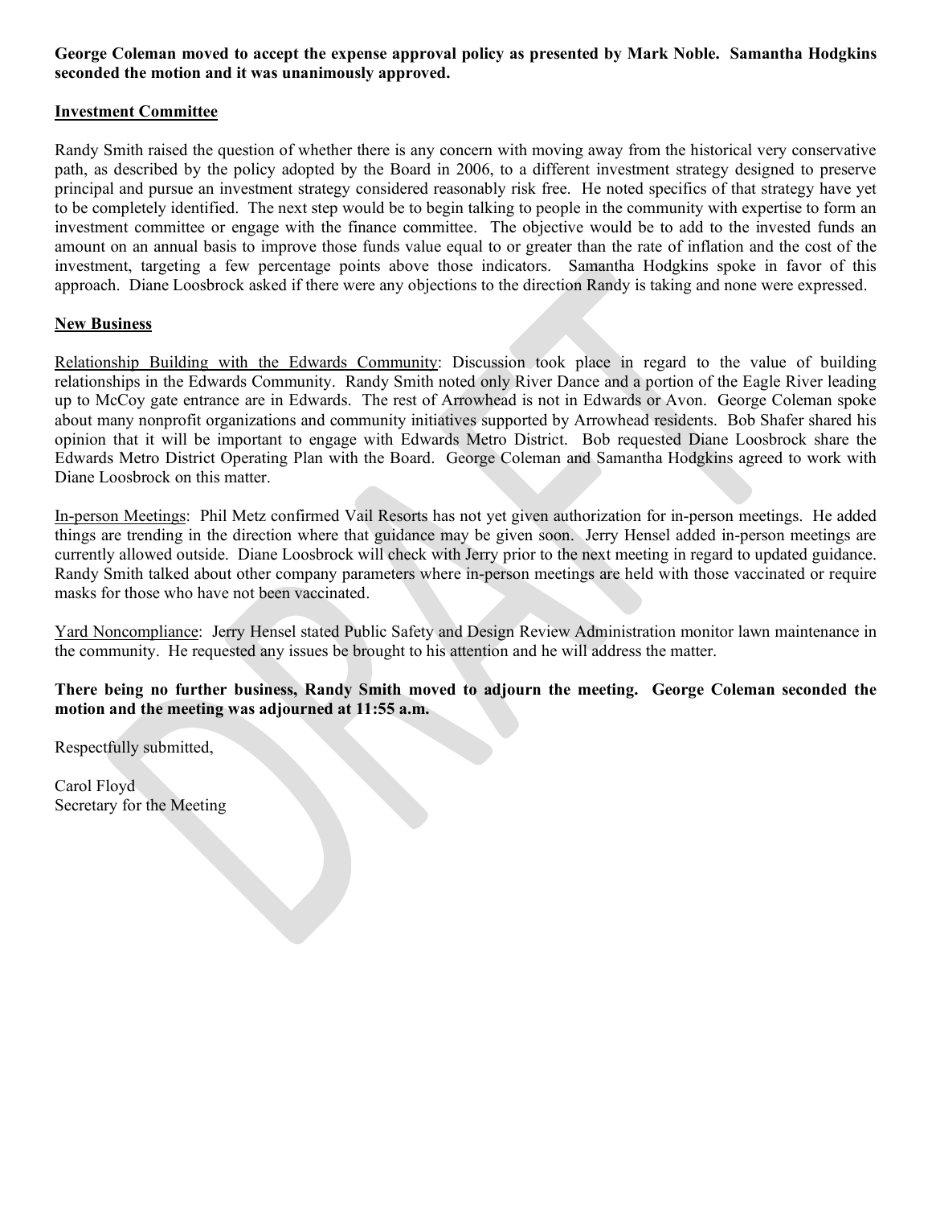**George Coleman moved to accept the expense approval policy as presented by Mark Noble. Samantha Hodgkins seconded the motion and it was unanimously approved.**

## Investment Committee

Randy Smith raised the question of whether there is any concern with moving away from the historical very conservative path, as described by the policy adopted by the Board in 2006, to a different investment strategy designed to preserve principal and pursue an investment strategy considered reasonably risk free. He noted specifics of that strategy have yet to be completely identified. The next step would be to begin talking to people in the community with expertise to form an investment committee or engage with the finance committee. The objective would be to add to the invested funds an amount on an annual basis to improve those funds value equal to or greater than the rate of inflation and the cost of the investment, targeting a few percentage points above those indicators. Samantha Hodgkins spoke in favor of this approach. Diane Loosbrock asked if there were any objections to the direction Randy is taking and none were expressed.

## New Business

Relationship Building with the Edwards Community: Discussion took place in regard to the value of building relationships in the Edwards Community. Randy Smith noted only River Dance and a portion of the Eagle River leading up to McCoy gate entrance are in Edwards. The rest of Arrowhead is not in Edwards or Avon. George Coleman spoke about many nonprofit organizations and community initiatives supported by Arrowhead residents. Bob Shafer shared his opinion that it will be important to engage with Edwards Metro District. Bob requested Diane Loosbrock share the Edwards Metro District Operating Plan with the Board. George Coleman and Samantha Hodgkins agreed to work with Diane Loosbrock on this matter.

In-person Meetings: Phil Metz confirmed Vail Resorts has not yet given authorization for in-person meetings. He added things are trending in the direction where that guidance may be given soon. Jerry Hensel added in-person meetings are currently allowed outside. Diane Loosbrock will check with Jerry prior to the next meeting in regard to updated guidance. Randy Smith talked about other company parameters where in-person meetings are held with those vaccinated or require masks for those who have not been vaccinated.

Yard Noncompliance: Jerry Hensel stated Public Safety and Design Review Administration monitor lawn maintenance in the community. He requested any issues be brought to his attention and he will address the matter.

**There being no further business, Randy Smith moved to adjourn the meeting. George Coleman seconded the motion and the meeting was adjourned at 11:55 a.m.**

Respectfully submitted,

Carol Floyd
Secretary for the Meeting